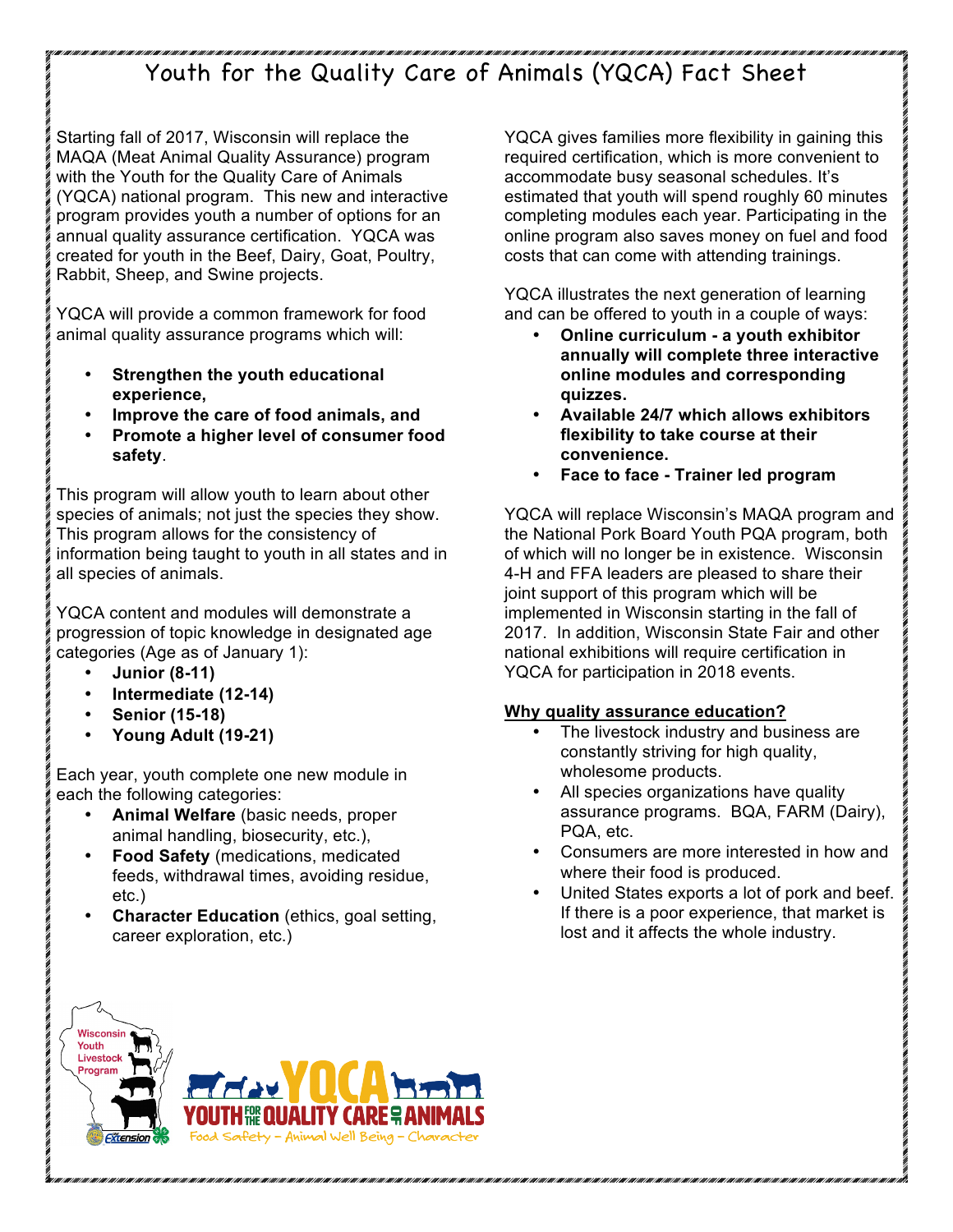# Youth for the Quality Care of Animals (YQCA) Fact Sheet

Starting fall of 2017, Wisconsin will replace the MAQA (Meat Animal Quality Assurance) program with the Youth for the Quality Care of Animals (YQCA) national program. This new and interactive program provides youth a number of options for an annual quality assurance certification. YQCA was created for youth in the Beef, Dairy, Goat, Poultry, Rabbit, Sheep, and Swine projects.

YQCA will provide a common framework for food animal quality assurance programs which will:

- **Strengthen the youth educational experience,**
- **Improve the care of food animals, and**
- **Promote a higher level of consumer food safety**.

This program will allow youth to learn about other species of animals; not just the species they show. This program allows for the consistency of information being taught to youth in all states and in all species of animals.

YQCA content and modules will demonstrate a progression of topic knowledge in designated age categories (Age as of January 1):

- **Junior (8-11)**
- **Intermediate (12-14)**
- **Senior (15-18)**
- **Young Adult (19-21)**

Each year, youth complete one new module in each the following categories:

- **Animal Welfare** (basic needs, proper animal handling, biosecurity, etc.),
- **Food Safety** (medications, medicated feeds, withdrawal times, avoiding residue, etc.)
- **Character Education** (ethics, goal setting, career exploration, etc.)

YQCA gives families more flexibility in gaining this required certification, which is more convenient to accommodate busy seasonal schedules. It's estimated that youth will spend roughly 60 minutes completing modules each year. Participating in the online program also saves money on fuel and food costs that can come with attending trainings.

YQCA illustrates the next generation of learning and can be offered to youth in a couple of ways:

- **Online curriculum - a youth exhibitor annually will complete three interactive online modules and corresponding quizzes.**
- **Available 24/7 which allows exhibitors flexibility to take course at their convenience.**
- **Face to face - Trainer led program**

YQCA will replace Wisconsin's MAQA program and the National Pork Board Youth PQA program, both of which will no longer be in existence. Wisconsin 4-H and FFA leaders are pleased to share their joint support of this program which will be implemented in Wisconsin starting in the fall of 2017. In addition, Wisconsin State Fair and other national exhibitions will require certification in YQCA for participation in 2018 events.

## Why quality assurance education?

- The livestock industry and business are constantly striving for high quality, wholesome products.
- All species organizations have quality assurance programs. BQA, FARM (Dairy), PQA, etc.
- Consumers are more interested in how and where their food is produced.
- United States exports a lot of pork and beef. If there is a poor experience, that market is lost and it affects the whole industry.

Wisconsin Youth Livestock Program

YQCA YOUTH FOR THE QUALITY CARE OF ANIMALS
Food Safety – Animal Well Being – Character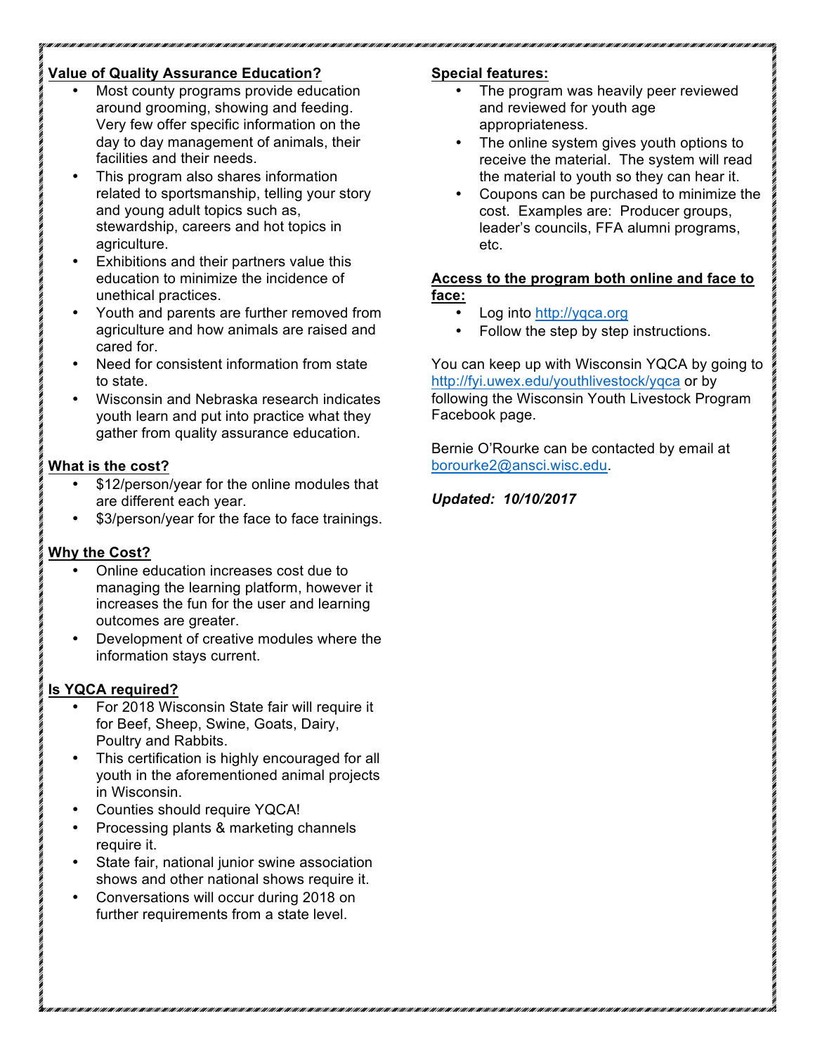**Value of Quality Assurance Education?**

- Most county programs provide education around grooming, showing and feeding. Very few offer specific information on the day to day management of animals, their facilities and their needs.
- This program also shares information related to sportsmanship, telling your story and young adult topics such as, stewardship, careers and hot topics in agriculture.
- Exhibitions and their partners value this education to minimize the incidence of unethical practices.
- Youth and parents are further removed from agriculture and how animals are raised and cared for.
- Need for consistent information from state to state.
- Wisconsin and Nebraska research indicates youth learn and put into practice what they gather from quality assurance education.

**What is the cost?**

- $12/person/year for the online modules that are different each year.
- $3/person/year for the face to face trainings.

**Why the Cost?**

- Online education increases cost due to managing the learning platform, however it increases the fun for the user and learning outcomes are greater.
- Development of creative modules where the information stays current.

**Is YQCA required?**

- For 2018 Wisconsin State fair will require it for Beef, Sheep, Swine, Goats, Dairy, Poultry and Rabbits.
- This certification is highly encouraged for all youth in the aforementioned animal projects in Wisconsin.
- Counties should require YQCA!
- Processing plants & marketing channels require it.
- State fair, national junior swine association shows and other national shows require it.
- Conversations will occur during 2018 on further requirements from a state level.

**Special features:**

- The program was heavily peer reviewed and reviewed for youth age appropriateness.
- The online system gives youth options to receive the material. The system will read the material to youth so they can hear it.
- Coupons can be purchased to minimize the cost. Examples are: Producer groups, leader's councils, FFA alumni programs, etc.

**Access to the program both online and face to face:**

- Log into http://yqca.org
- Follow the step by step instructions.

You can keep up with Wisconsin YQCA by going to http://fyi.uwex.edu/youthlivestock/yqca or by following the Wisconsin Youth Livestock Program Facebook page.

Bernie O'Rourke can be contacted by email at borourke2@ansci.wisc.edu.

***Updated: 10/10/2017***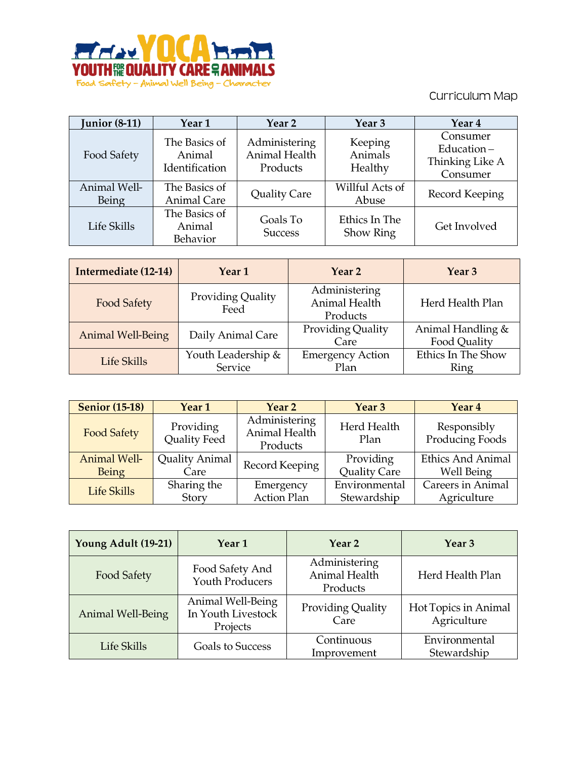YOUTH FOR THE QUALITY CARE OF ANIMALS

Food Safety – Animal Well Being – Character

Curriculum Map

| Junior (8-11) | Year 1 | Year 2 | Year 3 | Year 4 |
|---|---|---|---|---|
| Food Safety | The Basics of Animal Identification | Administering Animal Health Products | Keeping Animals Healthy | Consumer Education – Thinking Like A Consumer |
| Animal Well-Being | The Basics of Animal Care | Quality Care | Willful Acts of Abuse | Record Keeping |
| Life Skills | The Basics of Animal Behavior | Goals To Success | Ethics In The Show Ring | Get Involved |

| Intermediate (12-14) | Year 1 | Year 2 | Year 3 |
|---|---|---|---|
| Food Safety | Providing Quality Feed | Administering Animal Health Products | Herd Health Plan |
| Animal Well-Being | Daily Animal Care | Providing Quality Care | Animal Handling & Food Quality |
| Life Skills | Youth Leadership & Service | Emergency Action Plan | Ethics In The Show Ring |

| Senior (15-18) | Year 1 | Year 2 | Year 3 | Year 4 |
|---|---|---|---|---|
| Food Safety | Providing Quality Feed | Administering Animal Health Products | Herd Health Plan | Responsibly Producing Foods |
| Animal Well-Being | Quality Animal Care | Record Keeping | Providing Quality Care | Ethics And Animal Well Being |
| Life Skills | Sharing the Story | Emergency Action Plan | Environmental Stewardship | Careers in Animal Agriculture |

| Young Adult (19-21) | Year 1 | Year 2 | Year 3 |
|---|---|---|---|
| Food Safety | Food Safety And Youth Producers | Administering Animal Health Products | Herd Health Plan |
| Animal Well-Being | Animal Well-Being In Youth Livestock Projects | Providing Quality Care | Hot Topics in Animal Agriculture |
| Life Skills | Goals to Success | Continuous Improvement | Environmental Stewardship |